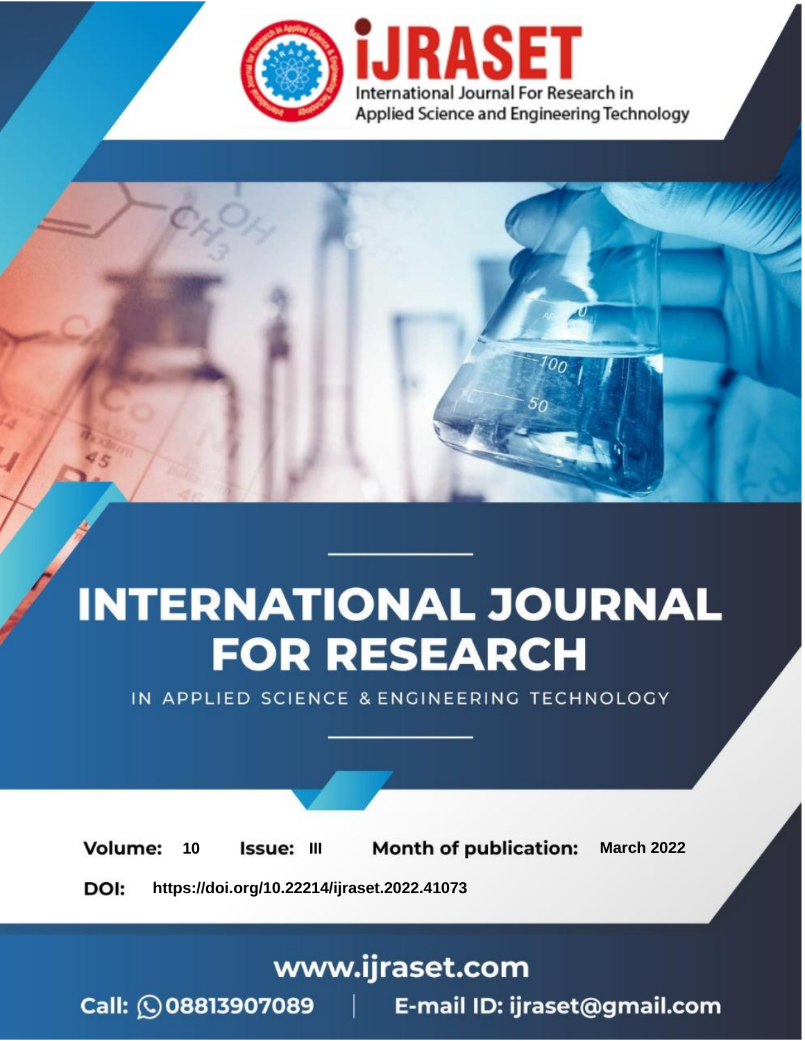# iJRASET

International Journal For Research in Applied Science and Engineering Technology

# INTERNATIONAL JOURNAL FOR RESEARCH

IN APPLIED SCIENCE & ENGINEERING TECHNOLOGY

**Volume:** 10 **Issue:** III **Month of publication:** March 2022

**DOI:** https://doi.org/10.22214/ijraset.2022.41073

www.ijraset.com

Call: 08813907089 | E-mail ID: ijraset@gmail.com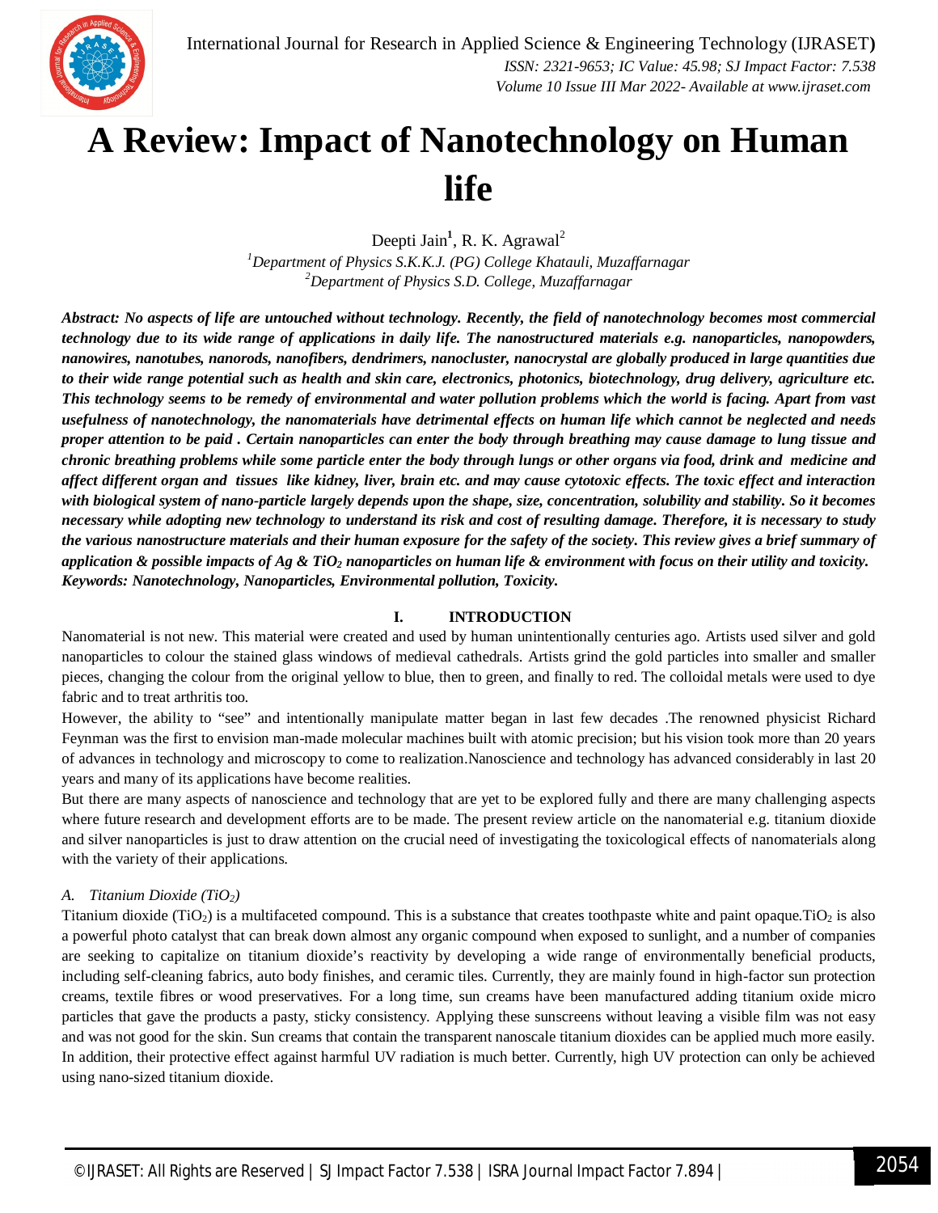# A Review: Impact of Nanotechnology on Human life

Deepti Jain[1], R. K. Agrawal[2]

[1]*Department of Physics S.K.K.J. (PG) College Khatauli, Muzaffarnagar*
[2]*Department of Physics S.D. College, Muzaffarnagar*

***Abstract:** No aspects of life are untouched without technology. Recently, the field of nanotechnology becomes most commercial technology due to its wide range of applications in daily life. The nanostructured materials e.g. nanoparticles, nanopowders, nanowires, nanotubes, nanorods, nanofibers, dendrimers, nanocluster, nanocrystal are globally produced in large quantities due to their wide range potential such as health and skin care, electronics, photonics, biotechnology, drug delivery, agriculture etc. This technology seems to be remedy of environmental and water pollution problems which the world is facing. Apart from vast usefulness of nanotechnology, the nanomaterials have detrimental effects on human life which cannot be neglected and needs proper attention to be paid . Certain nanoparticles can enter the body through breathing may cause damage to lung tissue and chronic breathing problems while some particle enter the body through lungs or other organs via food, drink and medicine and affect different organ and tissues like kidney, liver, brain etc. and may cause cytotoxic effects. The toxic effect and interaction with biological system of nano-particle largely depends upon the shape, size, concentration, solubility and stability. So it becomes necessary while adopting new technology to understand its risk and cost of resulting damage. Therefore, it is necessary to study the various nanostructure materials and their human exposure for the safety of the society. This review gives a brief summary of application & possible impacts of Ag & $TiO_2$ nanoparticles on human life & environment with focus on their utility and toxicity.*

***Keywords:** Nanotechnology, Nanoparticles, Environmental pollution, Toxicity.*

## I. INTRODUCTION

Nanomaterial is not new. This material were created and used by human unintentionally centuries ago. Artists used silver and gold nanoparticles to colour the stained glass windows of medieval cathedrals. Artists grind the gold particles into smaller and smaller pieces, changing the colour from the original yellow to blue, then to green, and finally to red. The colloidal metals were used to dye fabric and to treat arthritis too.

However, the ability to "see" and intentionally manipulate matter began in last few decades .The renowned physicist Richard Feynman was the first to envision man-made molecular machines built with atomic precision; but his vision took more than 20 years of advances in technology and microscopy to come to realization.Nanoscience and technology has advanced considerably in last 20 years and many of its applications have become realities.

But there are many aspects of nanoscience and technology that are yet to be explored fully and there are many challenging aspects where future research and development efforts are to be made. The present review article on the nanomaterial e.g. titanium dioxide and silver nanoparticles is just to draw attention on the crucial need of investigating the toxicological effects of nanomaterials along with the variety of their applications.

### A. Titanium Dioxide ($TiO_2$)

Titanium dioxide ($TiO_2$) is a multifaceted compound. This is a substance that creates toothpaste white and paint opaque.$TiO_2$ is also a powerful photo catalyst that can break down almost any organic compound when exposed to sunlight, and a number of companies are seeking to capitalize on titanium dioxide's reactivity by developing a wide range of environmentally beneficial products, including self-cleaning fabrics, auto body finishes, and ceramic tiles. Currently, they are mainly found in high-factor sun protection creams, textile fibres or wood preservatives. For a long time, sun creams have been manufactured adding titanium oxide micro particles that gave the products a pasty, sticky consistency. Applying these sunscreens without leaving a visible film was not easy and was not good for the skin. Sun creams that contain the transparent nanoscale titanium dioxides can be applied much more easily. In addition, their protective effect against harmful UV radiation is much better. Currently, high UV protection can only be achieved using nano-sized titanium dioxide.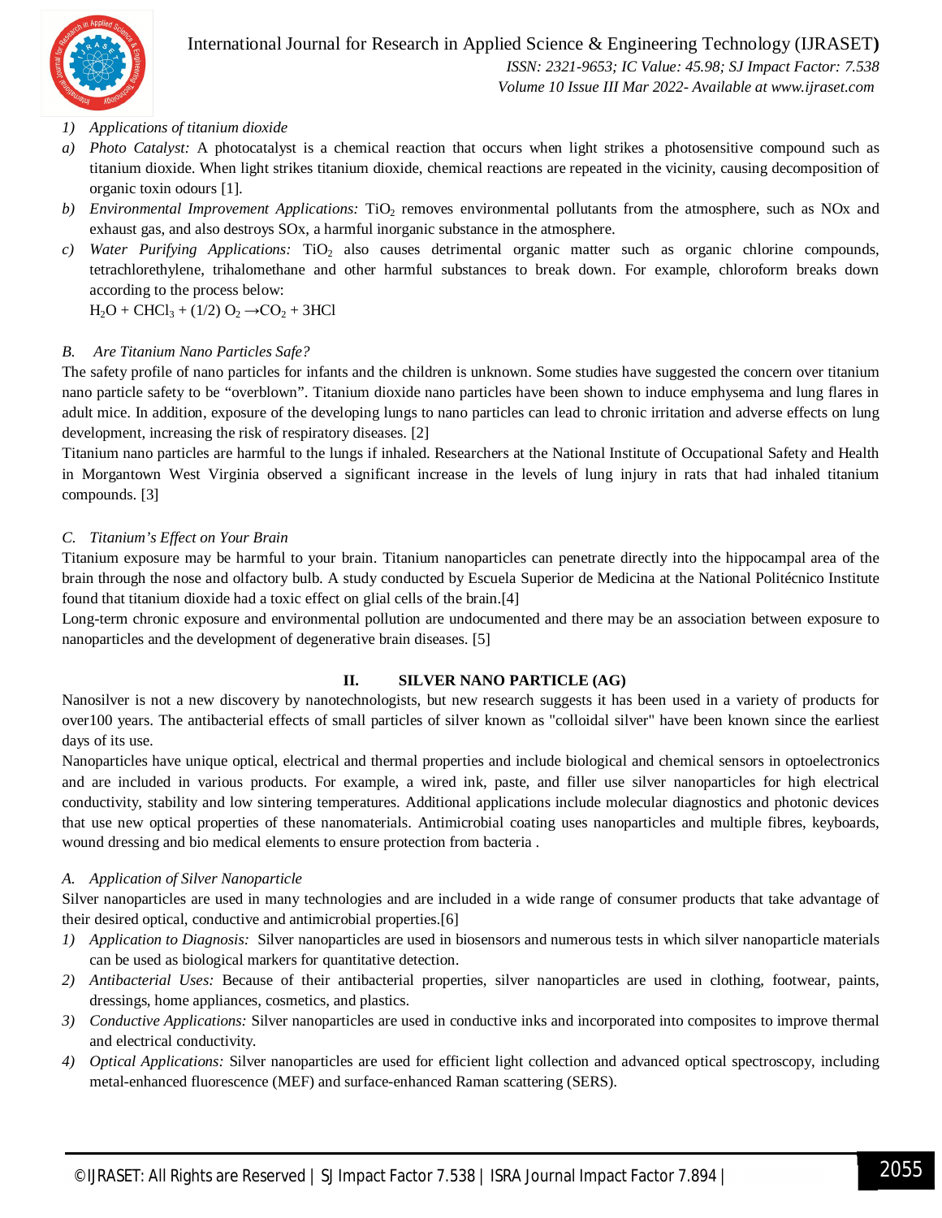*1) Applications of titanium dioxide*

- *a) Photo Catalyst:* A photocatalyst is a chemical reaction that occurs when light strikes a photosensitive compound such as titanium dioxide. When light strikes titanium dioxide, chemical reactions are repeated in the vicinity, causing decomposition of organic toxin odours [1].
- *b) Environmental Improvement Applications:* $TiO_2$ removes environmental pollutants from the atmosphere, such as NOx and exhaust gas, and also destroys SOx, a harmful inorganic substance in the atmosphere.
- *c) Water Purifying Applications:* $TiO_2$ also causes detrimental organic matter such as organic chlorine compounds, tetrachlorethylene, trihalomethane and other harmful substances to break down. For example, chloroform breaks down according to the process below:

  $H_2O + CHCl_3 + (1/2)\ O_2 \rightarrow CO_2 + 3HCl$

### *B. Are Titanium Nano Particles Safe?*

The safety profile of nano particles for infants and the children is unknown. Some studies have suggested the concern over titanium nano particle safety to be "overblown". Titanium dioxide nano particles have been shown to induce emphysema and lung flares in adult mice. In addition, exposure of the developing lungs to nano particles can lead to chronic irritation and adverse effects on lung development, increasing the risk of respiratory diseases. [2]

Titanium nano particles are harmful to the lungs if inhaled. Researchers at the National Institute of Occupational Safety and Health in Morgantown West Virginia observed a significant increase in the levels of lung injury in rats that had inhaled titanium compounds. [3]

### *C. Titanium's Effect on Your Brain*

Titanium exposure may be harmful to your brain. Titanium nanoparticles can penetrate directly into the hippocampal area of the brain through the nose and olfactory bulb. A study conducted by Escuela Superior de Medicina at the National Politécnico Institute found that titanium dioxide had a toxic effect on glial cells of the brain.[4]

Long-term chronic exposure and environmental pollution are undocumented and there may be an association between exposure to nanoparticles and the development of degenerative brain diseases. [5]

## II. SILVER NANO PARTICLE (AG)

Nanosilver is not a new discovery by nanotechnologists, but new research suggests it has been used in a variety of products for over100 years. The antibacterial effects of small particles of silver known as "colloidal silver" have been known since the earliest days of its use.

Nanoparticles have unique optical, electrical and thermal properties and include biological and chemical sensors in optoelectronics and are included in various products. For example, a wired ink, paste, and filler use silver nanoparticles for high electrical conductivity, stability and low sintering temperatures. Additional applications include molecular diagnostics and photonic devices that use new optical properties of these nanomaterials. Antimicrobial coating uses nanoparticles and multiple fibres, keyboards, wound dressing and bio medical elements to ensure protection from bacteria .

### *A. Application of Silver Nanoparticle*

Silver nanoparticles are used in many technologies and are included in a wide range of consumer products that take advantage of their desired optical, conductive and antimicrobial properties.[6]

1. *Application to Diagnosis:* Silver nanoparticles are used in biosensors and numerous tests in which silver nanoparticle materials can be used as biological markers for quantitative detection.
2. *Antibacterial Uses:* Because of their antibacterial properties, silver nanoparticles are used in clothing, footwear, paints, dressings, home appliances, cosmetics, and plastics.
3. *Conductive Applications:* Silver nanoparticles are used in conductive inks and incorporated into composites to improve thermal and electrical conductivity.
4. *Optical Applications:* Silver nanoparticles are used for efficient light collection and advanced optical spectroscopy, including metal-enhanced fluorescence (MEF) and surface-enhanced Raman scattering (SERS).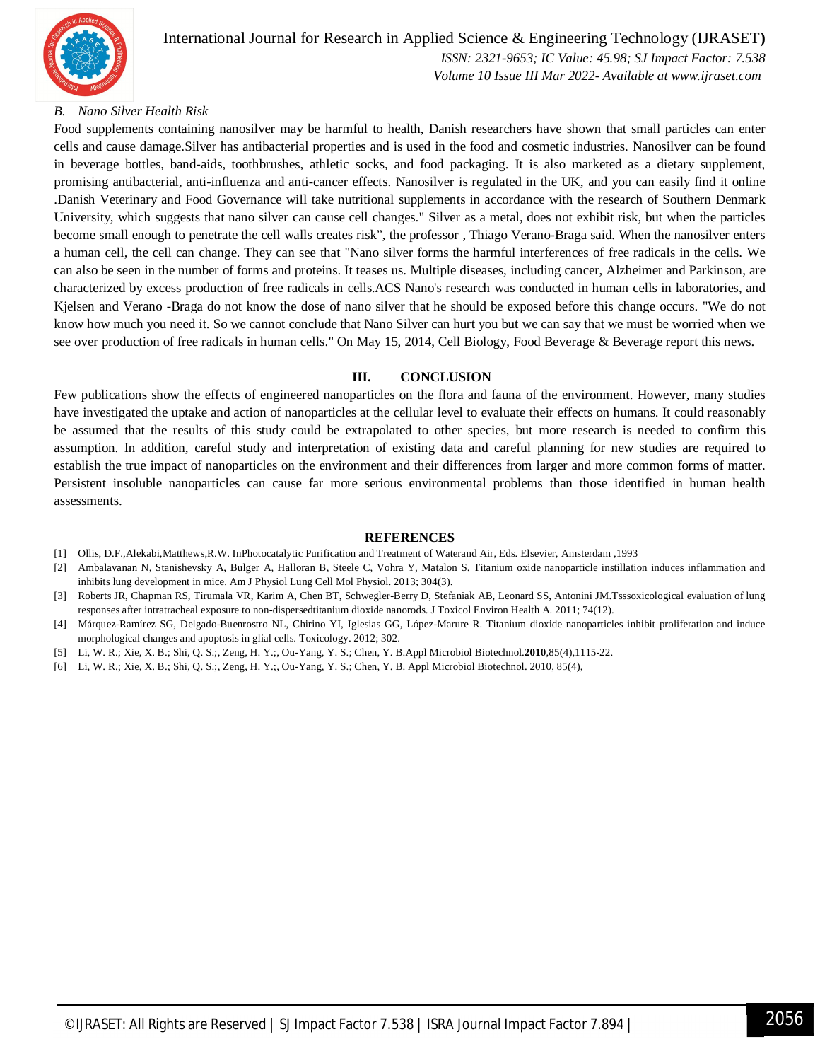### *B. Nano Silver Health Risk*

Food supplements containing nanosilver may be harmful to health, Danish researchers have shown that small particles can enter cells and cause damage.Silver has antibacterial properties and is used in the food and cosmetic industries. Nanosilver can be found in beverage bottles, band-aids, toothbrushes, athletic socks, and food packaging. It is also marketed as a dietary supplement, promising antibacterial, anti-influenza and anti-cancer effects. Nanosilver is regulated in the UK, and you can easily find it online .Danish Veterinary and Food Governance will take nutritional supplements in accordance with the research of Southern Denmark University, which suggests that nano silver can cause cell changes." Silver as a metal, does not exhibit risk, but when the particles become small enough to penetrate the cell walls creates risk", the professor , Thiago Verano-Braga said. When the nanosilver enters a human cell, the cell can change. They can see that "Nano silver forms the harmful interferences of free radicals in the cells. We can also be seen in the number of forms and proteins. It teases us. Multiple diseases, including cancer, Alzheimer and Parkinson, are characterized by excess production of free radicals in cells.ACS Nano's research was conducted in human cells in laboratories, and Kjelsen and Verano -Braga do not know the dose of nano silver that he should be exposed before this change occurs. "We do not know how much you need it. So we cannot conclude that Nano Silver can hurt you but we can say that we must be worried when we see over production of free radicals in human cells." On May 15, 2014, Cell Biology, Food Beverage & Beverage report this news.

## III. CONCLUSION

Few publications show the effects of engineered nanoparticles on the flora and fauna of the environment. However, many studies have investigated the uptake and action of nanoparticles at the cellular level to evaluate their effects on humans. It could reasonably be assumed that the results of this study could be extrapolated to other species, but more research is needed to confirm this assumption. In addition, careful study and interpretation of existing data and careful planning for new studies are required to establish the true impact of nanoparticles on the environment and their differences from larger and more common forms of matter. Persistent insoluble nanoparticles can cause far more serious environmental problems than those identified in human health assessments.

## REFERENCES

[1] Ollis, D.F.,Alekabi,Matthews,R.W. InPhotocatalytic Purification and Treatment of Waterand Air, Eds. Elsevier, Amsterdam ,1993

[2] Ambalavanan N, Stanishevsky A, Bulger A, Halloran B, Steele C, Vohra Y, Matalon S. Titanium oxide nanoparticle instillation induces inflammation and inhibits lung development in mice. Am J Physiol Lung Cell Mol Physiol. 2013; 304(3).

[3] Roberts JR, Chapman RS, Tirumala VR, Karim A, Chen BT, Schwegler-Berry D, Stefaniak AB, Leonard SS, Antonini JM.Tsssoxicological evaluation of lung responses after intratracheal exposure to non-dispersedtitanium dioxide nanorods. J Toxicol Environ Health A. 2011; 74(12).

[4] Márquez-Ramírez SG, Delgado-Buenrostro NL, Chirino YI, Iglesias GG, López-Marure R. Titanium dioxide nanoparticles inhibit proliferation and induce morphological changes and apoptosis in glial cells. Toxicology. 2012; 302.

[5] Li, W. R.; Xie, X. B.; Shi, Q. S.;, Zeng, H. Y.;, Ou-Yang, Y. S.; Chen, Y. B.Appl Microbiol Biotechnol.**2010**,85(4),1115-22.

[6] Li, W. R.; Xie, X. B.; Shi, Q. S.;, Zeng, H. Y.;, Ou-Yang, Y. S.; Chen, Y. B. Appl Microbiol Biotechnol. 2010, 85(4),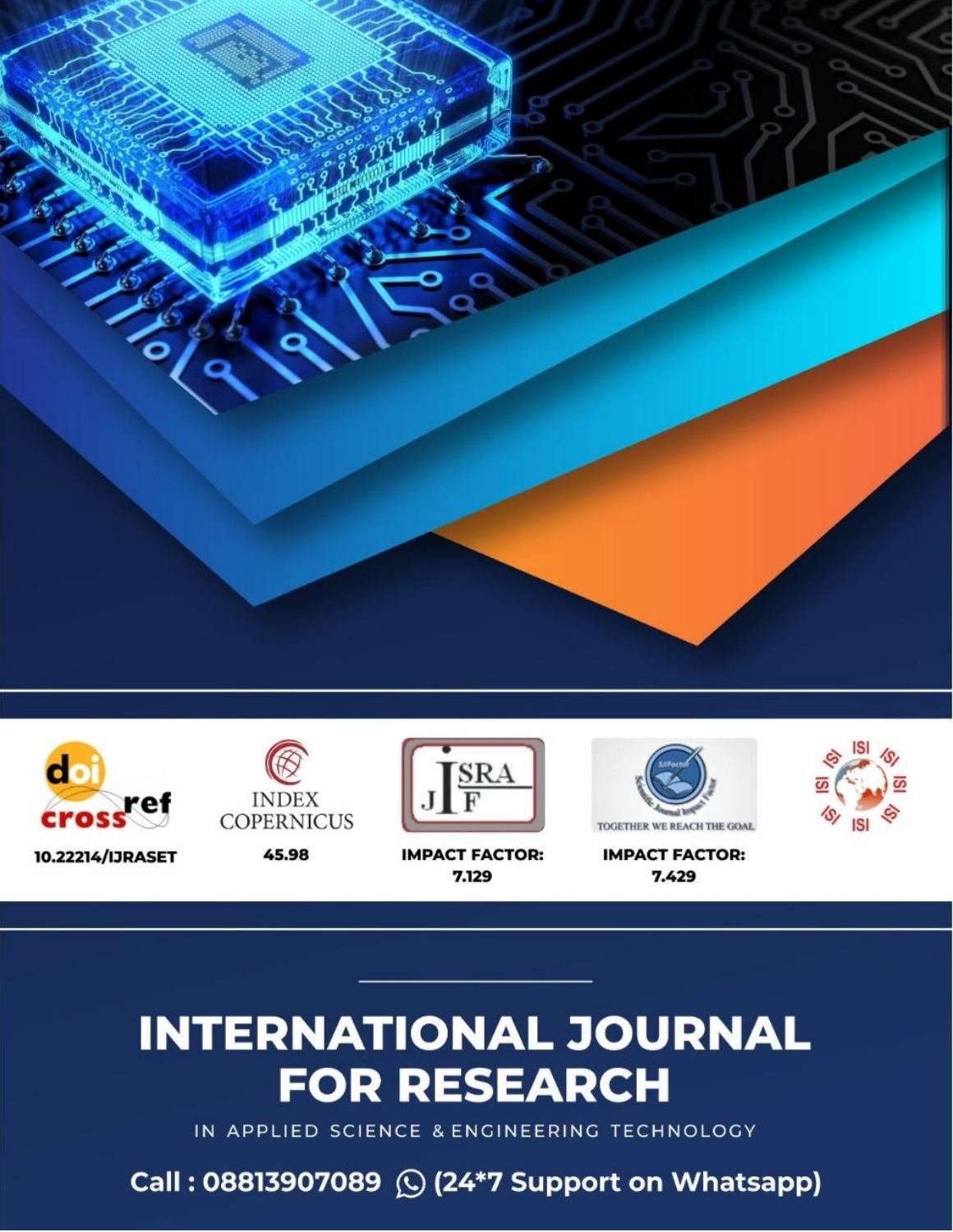10.22214/IJRASET

45.98

IMPACT FACTOR: 7.129

IMPACT FACTOR: 7.429

# INTERNATIONAL JOURNAL FOR RESEARCH

IN APPLIED SCIENCE & ENGINEERING TECHNOLOGY

Call : 08813907089 (24*7 Support on Whatsapp)